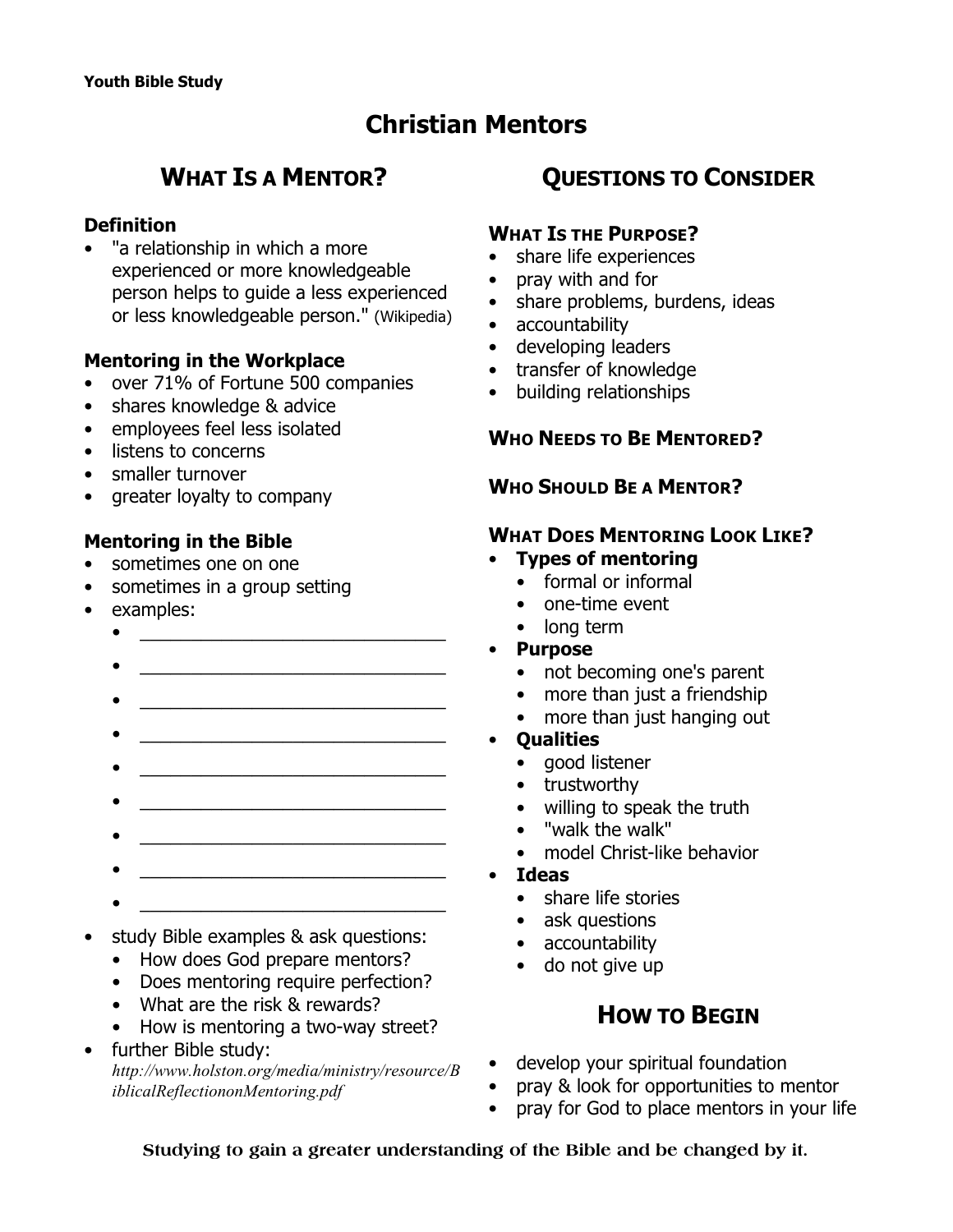Youth Bible Study

# Christian Mentors

## What Is a Mentor?

### Definition

- "a relationship in which a more experienced or more knowledgeable person helps to guide a less experienced or less knowledgeable person." (Wikipedia)

### Mentoring in the Workplace

- over 71% of Fortune 500 companies
- shares knowledge & advice
- employees feel less isolated
- listens to concerns
- smaller turnover
- greater loyalty to company

### Mentoring in the Bible

- sometimes one on one
- sometimes in a group setting
- examples:
  - ______________________________
  - ______________________________
  - ______________________________
  - ______________________________
  - ______________________________
  - ______________________________
  - ______________________________
  - ______________________________
  - ______________________________
- study Bible examples & ask questions:
  - How does God prepare mentors?
  - Does mentoring require perfection?
  - What are the risk & rewards?
  - How is mentoring a two-way street?
- further Bible study: *http://www.holston.org/media/ministry/resource/BiblicalReflectiononMentoring.pdf*

## Questions to Consider

### What Is the Purpose?

- share life experiences
- pray with and for
- share problems, burdens, ideas
- accountability
- developing leaders
- transfer of knowledge
- building relationships

### Who Needs to Be Mentored?

### Who Should Be a Mentor?

### What Does Mentoring Look Like?

- **Types of mentoring**
  - formal or informal
  - one-time event
  - long term
- **Purpose**
  - not becoming one's parent
  - more than just a friendship
  - more than just hanging out
- **Qualities**
  - good listener
  - trustworthy
  - willing to speak the truth
  - "walk the walk"
  - model Christ-like behavior
- **Ideas**
  - share life stories
  - ask questions
  - accountability
  - do not give up

## How to Begin

- develop your spiritual foundation
- pray & look for opportunities to mentor
- pray for God to place mentors in your life

Studying to gain a greater understanding of the Bible and be changed by it.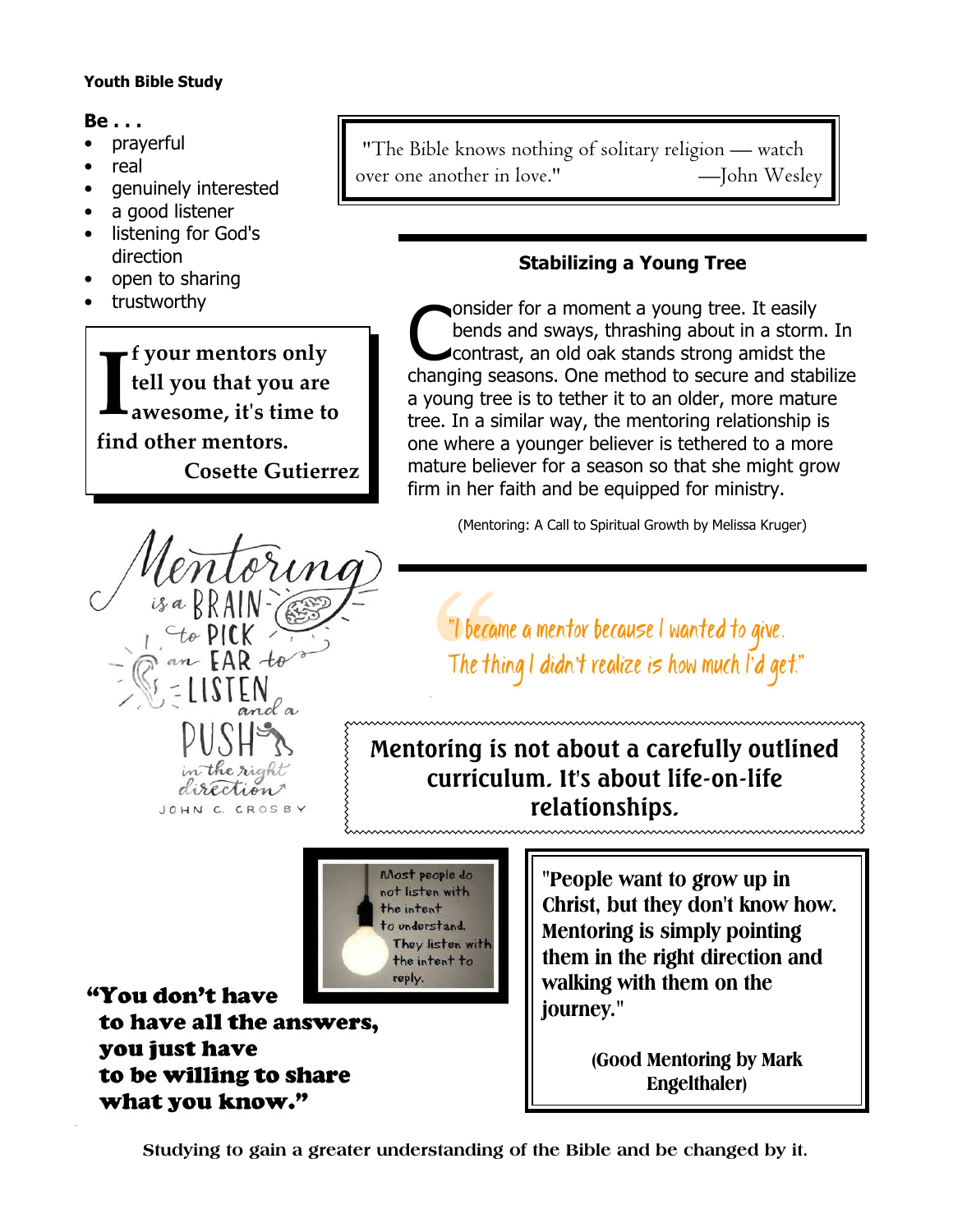**Youth Bible Study**

**Be . . .**

- prayerful
- real
- genuinely interested
- a good listener
- listening for God's direction
- open to sharing
- trustworthy

"The Bible knows nothing of solitary religion — watch over one another in love." —John Wesley

**If your mentors only tell you that you are awesome, it's time to find other mentors.**

**Cosette Gutierrez**

### Stabilizing a Young Tree

Consider for a moment a young tree. It easily bends and sways, thrashing about in a storm. In contrast, an old oak stands strong amidst the changing seasons. One method to secure and stabilize a young tree is to tether it to an older, more mature tree. In a similar way, the mentoring relationship is one where a younger believer is tethered to a more mature believer for a season so that she might grow firm in her faith and be equipped for ministry.

(Mentoring: A Call to Spiritual Growth by Melissa Kruger)

Mentoring is a BRAIN to PICK an EAR to LISTEN and a PUSH in the right direction

JOHN C. CROSBY

"I became a mentor because I wanted to give. The thing I didn't realize is how much I'd get."

**Mentoring is not about a carefully outlined curriculum. It's about life-on-life relationships.**

Most people do not listen with the intent to understand. They listen with the intent to reply.

**"You don't have to have all the answers, you just have to be willing to share what you know."**

**"People want to grow up in Christ, but they don't know how. Mentoring is simply pointing them in the right direction and walking with them on the journey."**

**(Good Mentoring by Mark Engelthaler)**

Studying to gain a greater understanding of the Bible and be changed by it.